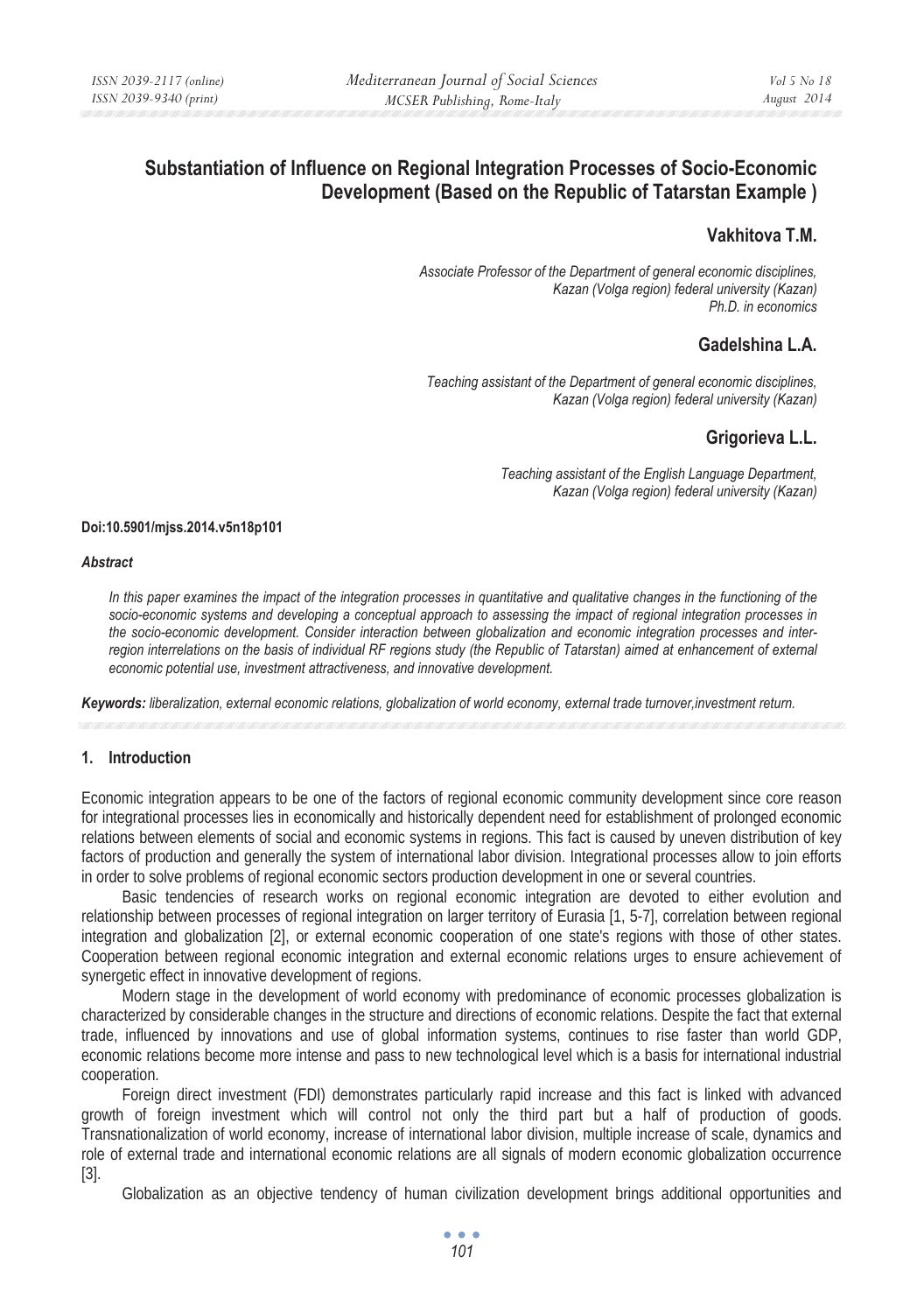# Substantiation of Influence on Regional Integration Processes of Socio-Economic Development (Based on the Republic of Tatarstan Example )

**Vakhitova T.M.**

*Associate Professor of the Department of general economic disciplines,*
*Kazan (Volga region) federal university (Kazan)*
*Ph.D. in economics*

**Gadelshina L.A.**

*Teaching assistant of the Department of general economic disciplines,*
*Kazan (Volga region) federal university (Kazan)*

**Grigorieva L.L.**

*Teaching assistant of the English Language Department,*
*Kazan (Volga region) federal university (Kazan)*

**Doi:10.5901/mjss.2014.v5n18p101**

***Abstract***

*In this paper examines the impact of the integration processes in quantitative and qualitative changes in the functioning of the socio-economic systems and developing a conceptual approach to assessing the impact of regional integration processes in the socio-economic development. Consider interaction between globalization and economic integration processes and inter-region interrelations on the basis of individual RF regions study (the Republic of Tatarstan) aimed at enhancement of external economic potential use, investment attractiveness, and innovative development.*

***Keywords:*** *liberalization, external economic relations, globalization of world economy, external trade turnover,investment return.*

## 1. Introduction

Economic integration appears to be one of the factors of regional economic community development since core reason for integrational processes lies in economically and historically dependent need for establishment of prolonged economic relations between elements of social and economic systems in regions. This fact is caused by uneven distribution of key factors of production and generally the system of international labor division. Integrational processes allow to join efforts in order to solve problems of regional economic sectors production development in one or several countries.

Basic tendencies of research works on regional economic integration are devoted to either evolution and relationship between processes of regional integration on larger territory of Eurasia [1, 5-7], correlation between regional integration and globalization [2], or external economic cooperation of one state's regions with those of other states. Cooperation between regional economic integration and external economic relations urges to ensure achievement of synergetic effect in innovative development of regions.

Modern stage in the development of world economy with predominance of economic processes globalization is characterized by considerable changes in the structure and directions of economic relations. Despite the fact that external trade, influenced by innovations and use of global information systems, continues to rise faster than world GDP, economic relations become more intense and pass to new technological level which is a basis for international industrial cooperation.

Foreign direct investment (FDI) demonstrates particularly rapid increase and this fact is linked with advanced growth of foreign investment which will control not only the third part but a half of production of goods. Transnationalization of world economy, increase of international labor division, multiple increase of scale, dynamics and role of external trade and international economic relations are all signals of modern economic globalization occurrence [3].

Globalization as an objective tendency of human civilization development brings additional opportunities and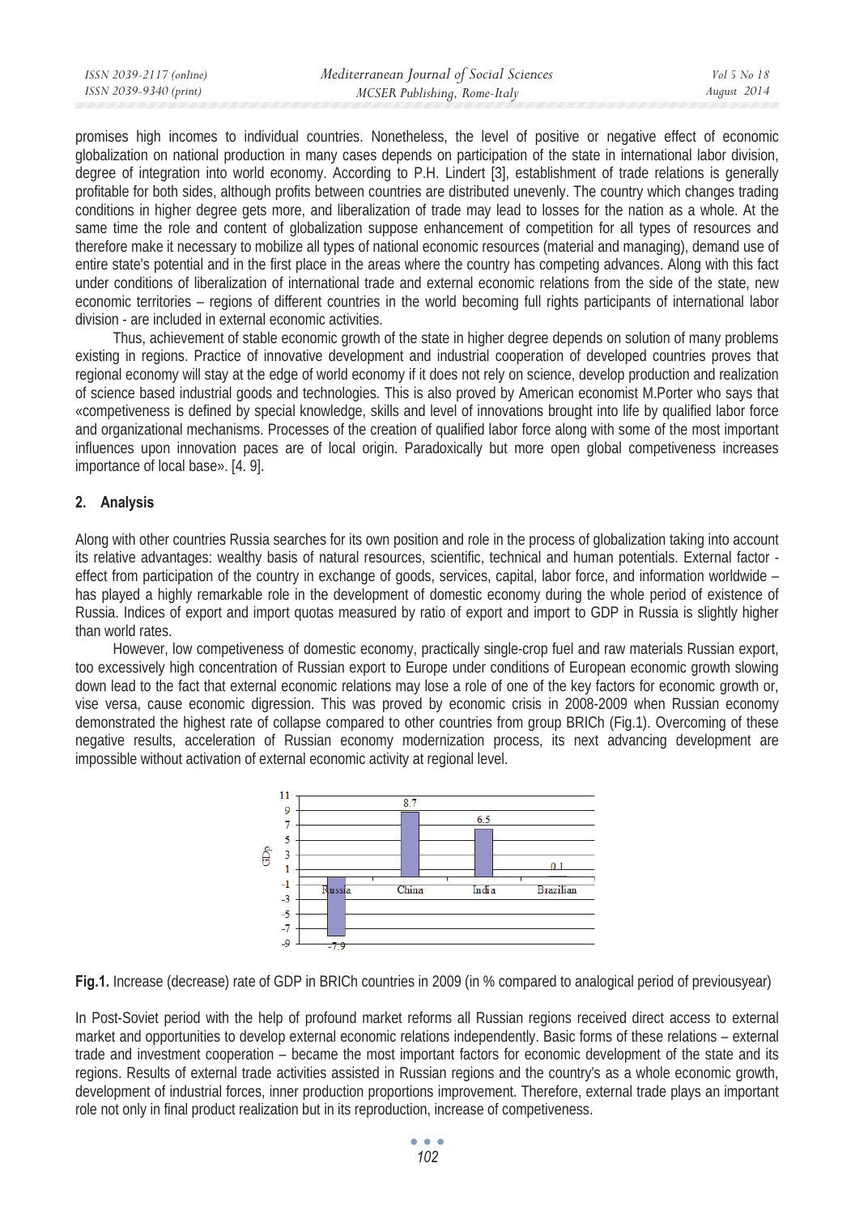promises high incomes to individual countries. Nonetheless, the level of positive or negative effect of economic globalization on national production in many cases depends on participation of the state in international labor division, degree of integration into world economy. According to P.H. Lindert [3], establishment of trade relations is generally profitable for both sides, although profits between countries are distributed unevenly. The country which changes trading conditions in higher degree gets more, and liberalization of trade may lead to losses for the nation as a whole. At the same time the role and content of globalization suppose enhancement of competition for all types of resources and therefore make it necessary to mobilize all types of national economic resources (material and managing), demand use of entire state's potential and in the first place in the areas where the country has competing advances. Along with this fact under conditions of liberalization of international trade and external economic relations from the side of the state, new economic territories – regions of different countries in the world becoming full rights participants of international labor division - are included in external economic activities.

Thus, achievement of stable economic growth of the state in higher degree depends on solution of many problems existing in regions. Practice of innovative development and industrial cooperation of developed countries proves that regional economy will stay at the edge of world economy if it does not rely on science, develop production and realization of science based industrial goods and technologies. This is also proved by American economist M.Porter who says that «competiveness is defined by special knowledge, skills and level of innovations brought into life by qualified labor force and organizational mechanisms. Processes of the creation of qualified labor force along with some of the most important influences upon innovation paces are of local origin. Paradoxically but more open global competiveness increases importance of local base». [4. 9].

## 2. Analysis

Along with other countries Russia searches for its own position and role in the process of globalization taking into account its relative advantages: wealthy basis of natural resources, scientific, technical and human potentials. External factor - effect from participation of the country in exchange of goods, services, capital, labor force, and information worldwide – has played a highly remarkable role in the development of domestic economy during the whole period of existence of Russia. Indices of export and import quotas measured by ratio of export and import to GDP in Russia is slightly higher than world rates.

However, low competiveness of domestic economy, practically single-crop fuel and raw materials Russian export, too excessively high concentration of Russian export to Europe under conditions of European economic growth slowing down lead to the fact that external economic relations may lose a role of one of the key factors for economic growth or, vise versa, cause economic digression. This was proved by economic crisis in 2008-2009 when Russian economy demonstrated the highest rate of collapse compared to other countries from group BRICh (Fig.1). Overcoming of these negative results, acceleration of Russian economy modernization process, its next advancing development are impossible without activation of external economic activity at regional level.

**Fig.1.** Increase (decrease) rate of GDP in BRICh countries in 2009 (in % compared to analogical period of previousyear)

In Post-Soviet period with the help of profound market reforms all Russian regions received direct access to external market and opportunities to develop external economic relations independently. Basic forms of these relations – external trade and investment cooperation – became the most important factors for economic development of the state and its regions. Results of external trade activities assisted in Russian regions and the country's as a whole economic growth, development of industrial forces, inner production proportions improvement. Therefore, external trade plays an important role not only in final product realization but in its reproduction, increase of competiveness.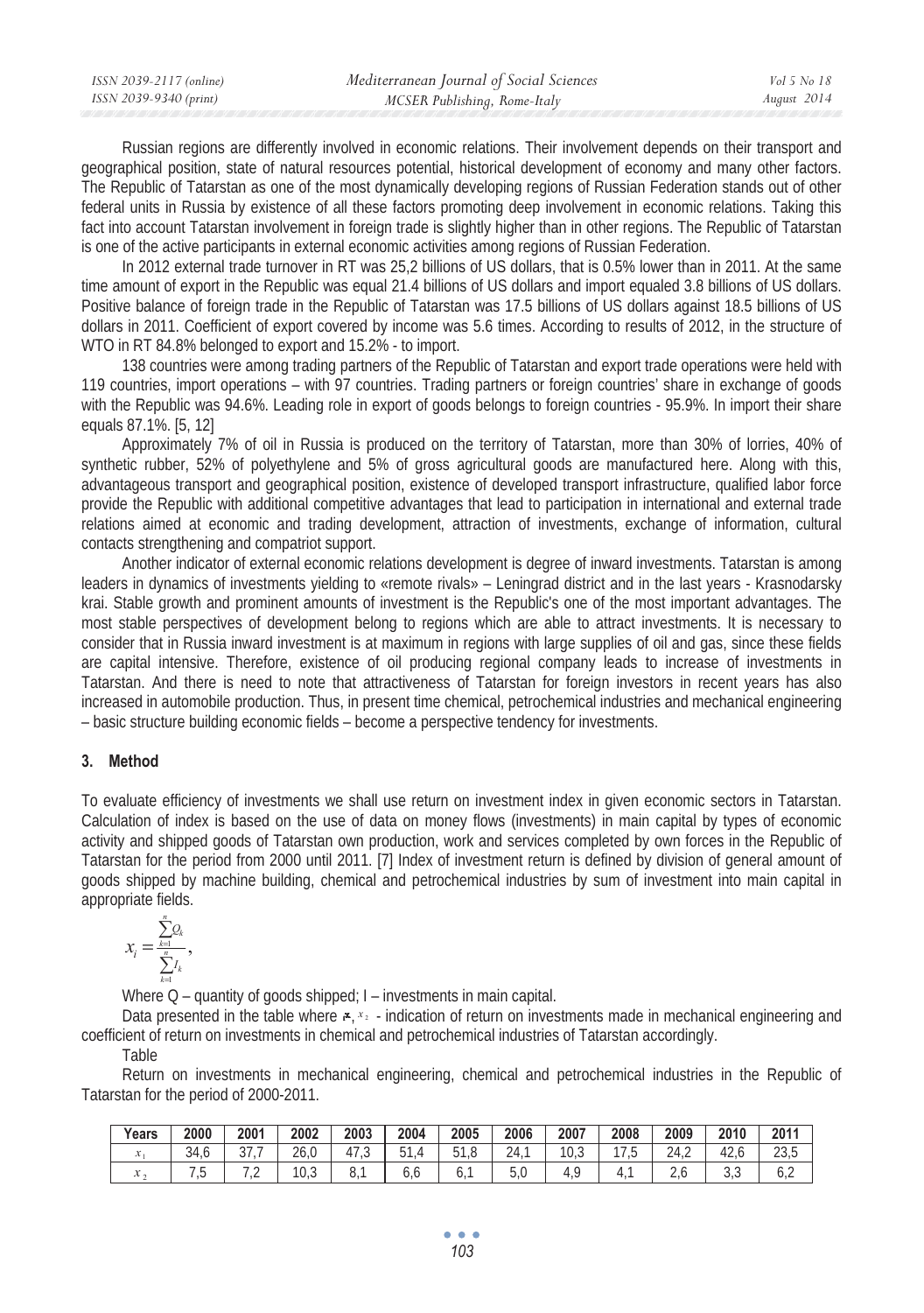Russian regions are differently involved in economic relations. Their involvement depends on their transport and geographical position, state of natural resources potential, historical development of economy and many other factors. The Republic of Tatarstan as one of the most dynamically developing regions of Russian Federation stands out of other federal units in Russia by existence of all these factors promoting deep involvement in economic relations. Taking this fact into account Tatarstan involvement in foreign trade is slightly higher than in other regions. The Republic of Tatarstan is one of the active participants in external economic activities among regions of Russian Federation.

In 2012 external trade turnover in RT was 25,2 billions of US dollars, that is 0.5% lower than in 2011. At the same time amount of export in the Republic was equal 21.4 billions of US dollars and import equaled 3.8 billions of US dollars. Positive balance of foreign trade in the Republic of Tatarstan was 17.5 billions of US dollars against 18.5 billions of US dollars in 2011. Coefficient of export covered by income was 5.6 times. According to results of 2012, in the structure of WTO in RT 84.8% belonged to export and 15.2% - to import.

138 countries were among trading partners of the Republic of Tatarstan and export trade operations were held with 119 countries, import operations – with 97 countries. Trading partners or foreign countries' share in exchange of goods with the Republic was 94.6%. Leading role in export of goods belongs to foreign countries - 95.9%. In import their share equals 87.1%. [5, 12]

Approximately 7% of oil in Russia is produced on the territory of Tatarstan, more than 30% of lorries, 40% of synthetic rubber, 52% of polyethylene and 5% of gross agricultural goods are manufactured here. Along with this, advantageous transport and geographical position, existence of developed transport infrastructure, qualified labor force provide the Republic with additional competitive advantages that lead to participation in international and external trade relations aimed at economic and trading development, attraction of investments, exchange of information, cultural contacts strengthening and compatriot support.

Another indicator of external economic relations development is degree of inward investments. Tatarstan is among leaders in dynamics of investments yielding to «remote rivals» – Leningrad district and in the last years - Krasnodarsky krai. Stable growth and prominent amounts of investment is the Republic's one of the most important advantages. The most stable perspectives of development belong to regions which are able to attract investments. It is necessary to consider that in Russia inward investment is at maximum in regions with large supplies of oil and gas, since these fields are capital intensive. Therefore, existence of oil producing regional company leads to increase of investments in Tatarstan. And there is need to note that attractiveness of Tatarstan for foreign investors in recent years has also increased in automobile production. Thus, in present time chemical, petrochemical industries and mechanical engineering – basic structure building economic fields – become a perspective tendency for investments.

## 3. Method

To evaluate efficiency of investments we shall use return on investment index in given economic sectors in Tatarstan. Calculation of index is based on the use of data on money flows (investments) in main capital by types of economic activity and shipped goods of Tatarstan own production, work and services completed by own forces in the Republic of Tatarstan for the period from 2000 until 2011. [7] Index of investment return is defined by division of general amount of goods shipped by machine building, chemical and petrochemical industries by sum of investment into main capital in appropriate fields.

$$x_i = \frac{\sum_{k=1}^{n} Q_k}{\sum_{k=1}^{n} I_k},$$

Where Q – quantity of goods shipped; I – investments in main capital.

Data presented in the table where $x_1$, $x_2$ - indication of return on investments made in mechanical engineering and coefficient of return on investments in chemical and petrochemical industries of Tatarstan accordingly.

Table

Return on investments in mechanical engineering, chemical and petrochemical industries in the Republic of Tatarstan for the period of 2000-2011.

| Years | 2000 | 2001 | 2002 | 2003 | 2004 | 2005 | 2006 | 2007 | 2008 | 2009 | 2010 | 2011 |
|---|---|---|---|---|---|---|---|---|---|---|---|---|
| $x_1$ | 34,6 | 37,7 | 26,0 | 47,3 | 51,4 | 51,8 | 24,1 | 10,3 | 17,5 | 24,2 | 42,6 | 23,5 |
| $x_2$ | 7,5 | 7,2 | 10,3 | 8,1 | 6,6 | 6,1 | 5,0 | 4,9 | 4,1 | 2,6 | 3,3 | 6,2 |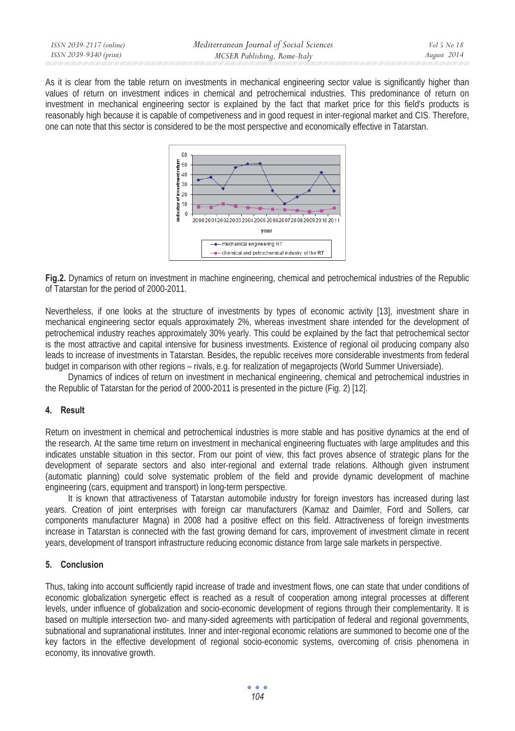As it is clear from the table return on investments in mechanical engineering sector value is significantly higher than values of return on investment indices in chemical and petrochemical industries. This predominance of return on investment in mechanical engineering sector is explained by the fact that market price for this field's products is reasonably high because it is capable of competiveness and in good request in inter-regional market and CIS. Therefore, one can note that this sector is considered to be the most perspective and economically effective in Tatarstan.

**Fig.2.** Dynamics of return on investment in machine engineering, chemical and petrochemical industries of the Republic of Tatarstan for the period of 2000-2011.

Nevertheless, if one looks at the structure of investments by types of economic activity [13], investment share in mechanical engineering sector equals approximately 2%, whereas investment share intended for the development of petrochemical industry reaches approximately 30% yearly. This could be explained by the fact that petrochemical sector is the most attractive and capital intensive for business investments. Existence of regional oil producing company also leads to increase of investments in Tatarstan. Besides, the republic receives more considerable investments from federal budget in comparison with other regions – rivals, e.g. for realization of megaprojects (World Summer Universiade).

Dynamics of indices of return on investment in mechanical engineering, chemical and petrochemical industries in the Republic of Tatarstan for the period of 2000-2011 is presented in the picture (Fig. 2) [12].

## 4. Result

Return on investment in chemical and petrochemical industries is more stable and has positive dynamics at the end of the research. At the same time return on investment in mechanical engineering fluctuates with large amplitudes and this indicates unstable situation in this sector. From our point of view, this fact proves absence of strategic plans for the development of separate sectors and also inter-regional and external trade relations. Although given instrument (automatic planning) could solve systematic problem of the field and provide dynamic development of machine engineering (cars, equipment and transport) in long-term perspective.

It is known that attractiveness of Tatarstan automobile industry for foreign investors has increased during last years. Creation of joint enterprises with foreign car manufacturers (Kamaz and Daimler, Ford and Sollers, car components manufacturer Magna) in 2008 had a positive effect on this field. Attractiveness of foreign investments increase in Tatarstan is connected with the fast growing demand for cars, improvement of investment climate in recent years, development of transport infrastructure reducing economic distance from large sale markets in perspective.

## 5. Conclusion

Thus, taking into account sufficiently rapid increase of trade and investment flows, one can state that under conditions of economic globalization synergetic effect is reached as a result of cooperation among integral processes at different levels, under influence of globalization and socio-economic development of regions through their complementarity. It is based on multiple intersection two- and many-sided agreements with participation of federal and regional governments, subnational and supranational institutes. Inner and inter-regional economic relations are summoned to become one of the key factors in the effective development of regional socio-economic systems, overcoming of crisis phenomena in economy, its innovative growth.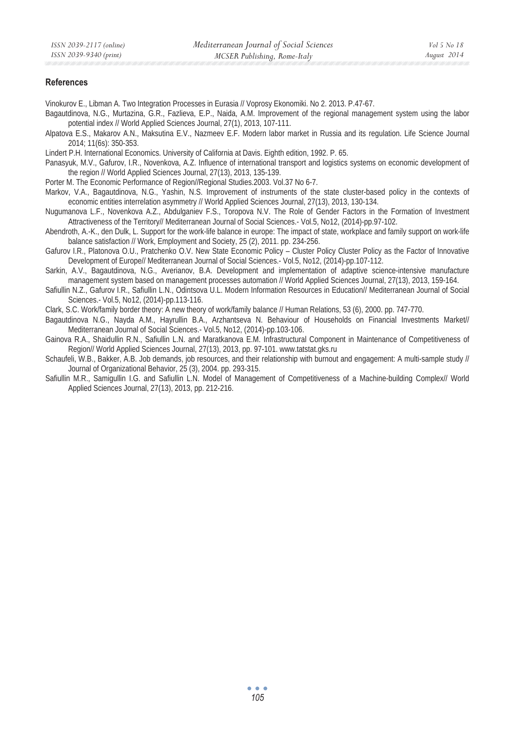## References

Vinokurov E., Libman A. Two Integration Processes in Eurasia // Voprosy Ekonomiki. No 2. 2013. P.47-67.

Bagautdinova, N.G., Murtazina, G.R., Fazlieva, E.P., Naida, A.M. Improvement of the regional management system using the labor potential index // World Applied Sciences Journal, 27(1), 2013, 107-111.

Alpatova E.S., Makarov A.N., Maksutina E.V., Nazmeev E.F. Modern labor market in Russia and its regulation. Life Science Journal 2014; 11(6s): 350-353.

Lindert P.H. International Economics. University of California at Davis. Eighth edition, 1992. P. 65.

Panasyuk, M.V., Gafurov, I.R., Novenkova, A.Z. Influence of international transport and logistics systems on economic development of the region // World Applied Sciences Journal, 27(13), 2013, 135-139.

Porter M. The Economic Performance of Region//Regional Studies.2003. Vol.37 No 6-7.

Markov, V.A., Bagautdinova, N.G., Yashin, N.S. Improvement of instruments of the state cluster-based policy in the contexts of economic entities interrelation asymmetry // World Applied Sciences Journal, 27(13), 2013, 130-134.

Nugumanova L.F., Novenkova A.Z., Abdulganiev F.S., Toropova N.V. The Role of Gender Factors in the Formation of Investment Attractiveness of the Territory// Mediterranean Journal of Social Sciences.- Vol.5, No12, (2014)-pp.97-102.

Abendroth, A.-K., den Dulk, L. Support for the work-life balance in europe: The impact of state, workplace and family support on work-life balance satisfaction // Work, Employment and Society, 25 (2), 2011. pp. 234-256.

Gafurov I.R., Platonova O.U., Pratchenko O.V. New State Economic Policy – Cluster Policy Cluster Policy as the Factor of Innovative Development of Europe// Mediterranean Journal of Social Sciences.- Vol.5, No12, (2014)-pp.107-112.

Sarkin, A.V., Bagautdinova, N.G., Averianov, B.A. Development and implementation of adaptive science-intensive manufacture management system based on management processes automation // World Applied Sciences Journal, 27(13), 2013, 159-164.

Safiullin N.Z., Gafurov I.R., Safiullin L.N., Odintsova U.L. Modern Information Resources in Education// Mediterranean Journal of Social Sciences.- Vol.5, No12, (2014)-pp.113-116.

Clark, S.C. Work/family border theory: A new theory of work/family balance // Human Relations, 53 (6), 2000. pp. 747-770.

Bagautdinova N.G., Nayda A.M., Hayrullin B.A., Arzhantseva N. Behaviour of Households on Financial Investments Market// Mediterranean Journal of Social Sciences.- Vol.5, No12, (2014)-pp.103-106.

Gainova R.A., Shaidullin R.N., Safiullin L.N. and Maratkanova E.M. Infrastructural Component in Maintenance of Competitiveness of Region// World Applied Sciences Journal, 27(13), 2013, pp. 97-101. www.tatstat.gks.ru

Schaufeli, W.B., Bakker, A.B. Job demands, job resources, and their relationship with burnout and engagement: A multi-sample study // Journal of Organizational Behavior, 25 (3), 2004. pp. 293-315.

Safiullin M.R., Samigullin I.G. and Safiullin L.N. Model of Management of Competitiveness of a Machine-building Complex// World Applied Sciences Journal, 27(13), 2013, pp. 212-216.